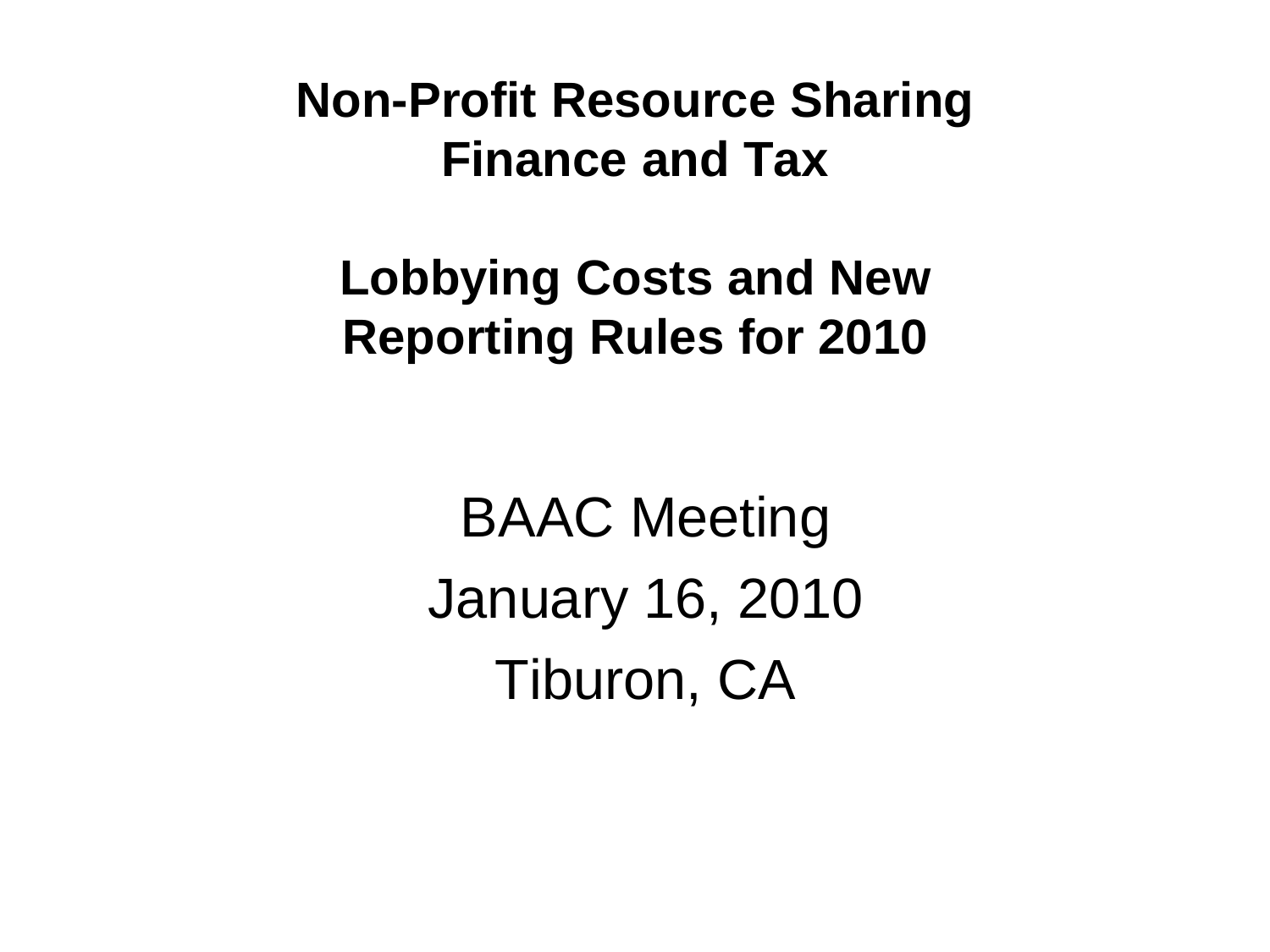# Non-Profit Resource Sharing Finance and Tax

## Lobbying Costs and New Reporting Rules for 2010

BAAC Meeting

January 16, 2010

Tiburon, CA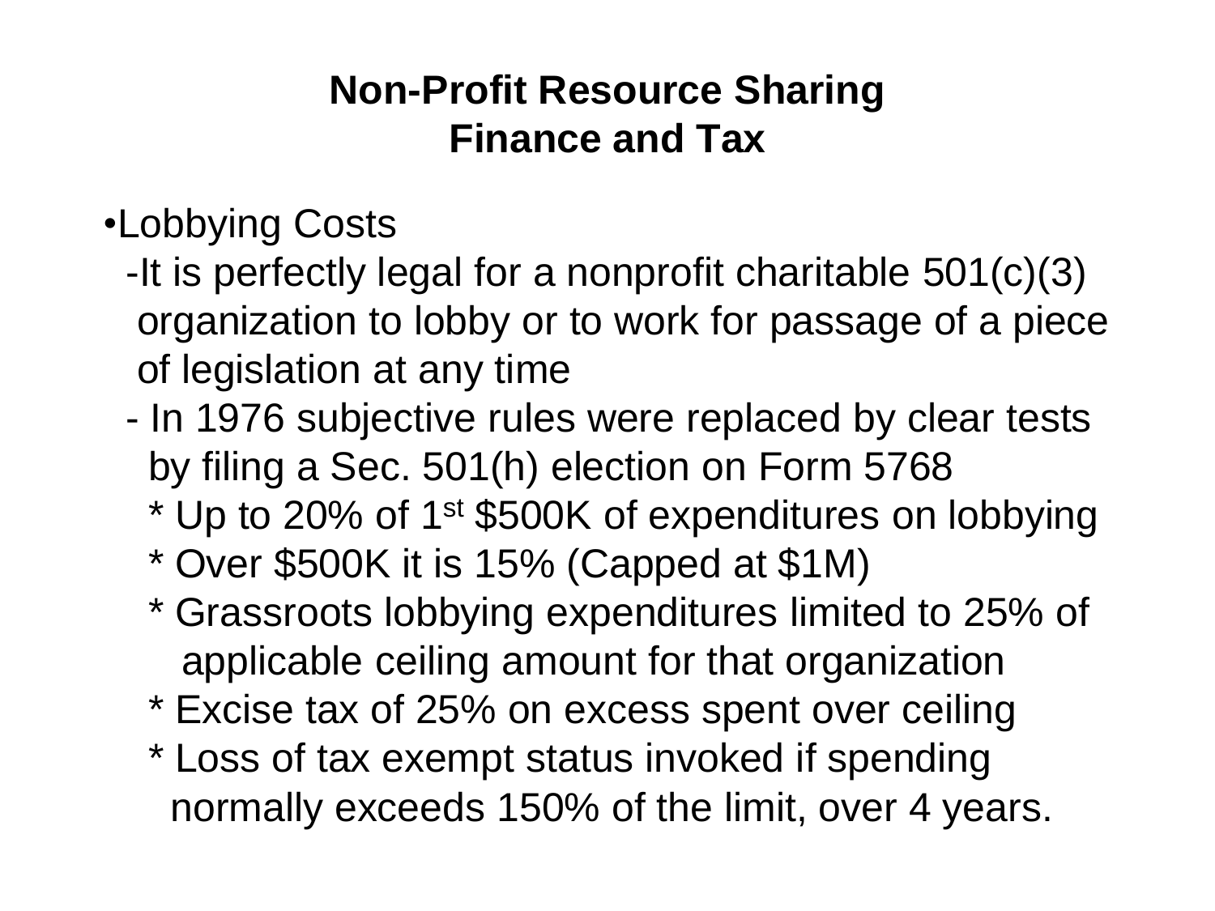## Non-Profit Resource Sharing
## Finance and Tax

- Lobbying Costs
  - It is perfectly legal for a nonprofit charitable 501(c)(3) organization to lobby or to work for passage of a piece of legislation at any time
  - In 1976 subjective rules were replaced by clear tests by filing a Sec. 501(h) election on Form 5768
    * Up to 20% of 1st $500K of expenditures on lobbying
    * Over $500K it is 15% (Capped at $1M)
    * Grassroots lobbying expenditures limited to 25% of applicable ceiling amount for that organization
    * Excise tax of 25% on excess spent over ceiling
    * Loss of tax exempt status invoked if spending normally exceeds 150% of the limit, over 4 years.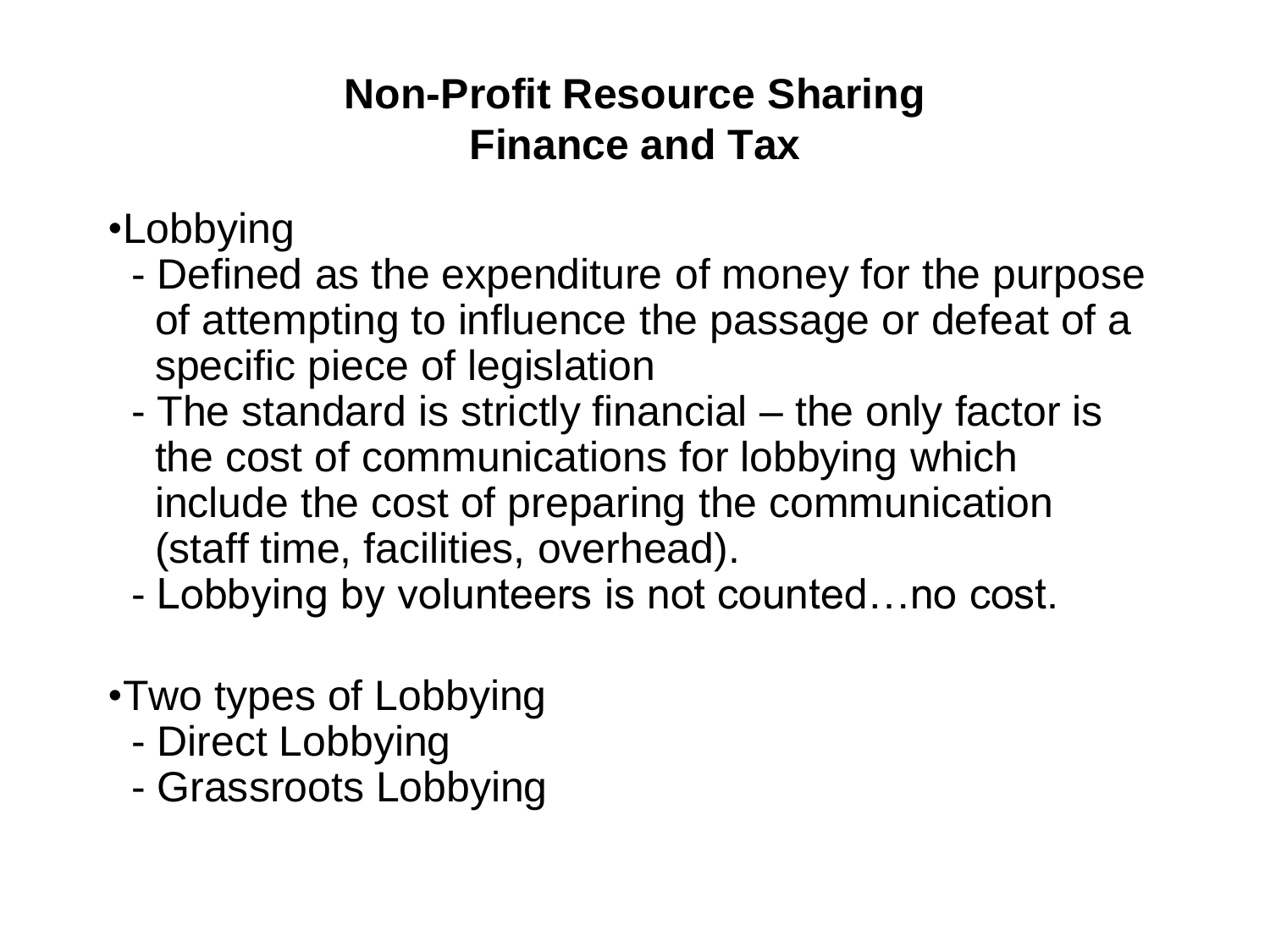# Non-Profit Resource Sharing
## Finance and Tax

- Lobbying
  - Defined as the expenditure of money for the purpose of attempting to influence the passage or defeat of a specific piece of legislation
  - The standard is strictly financial – the only factor is the cost of communications for lobbying which include the cost of preparing the communication (staff time, facilities, overhead).
  - Lobbying by volunteers is not counted…no cost.

- Two types of Lobbying
  - Direct Lobbying
  - Grassroots Lobbying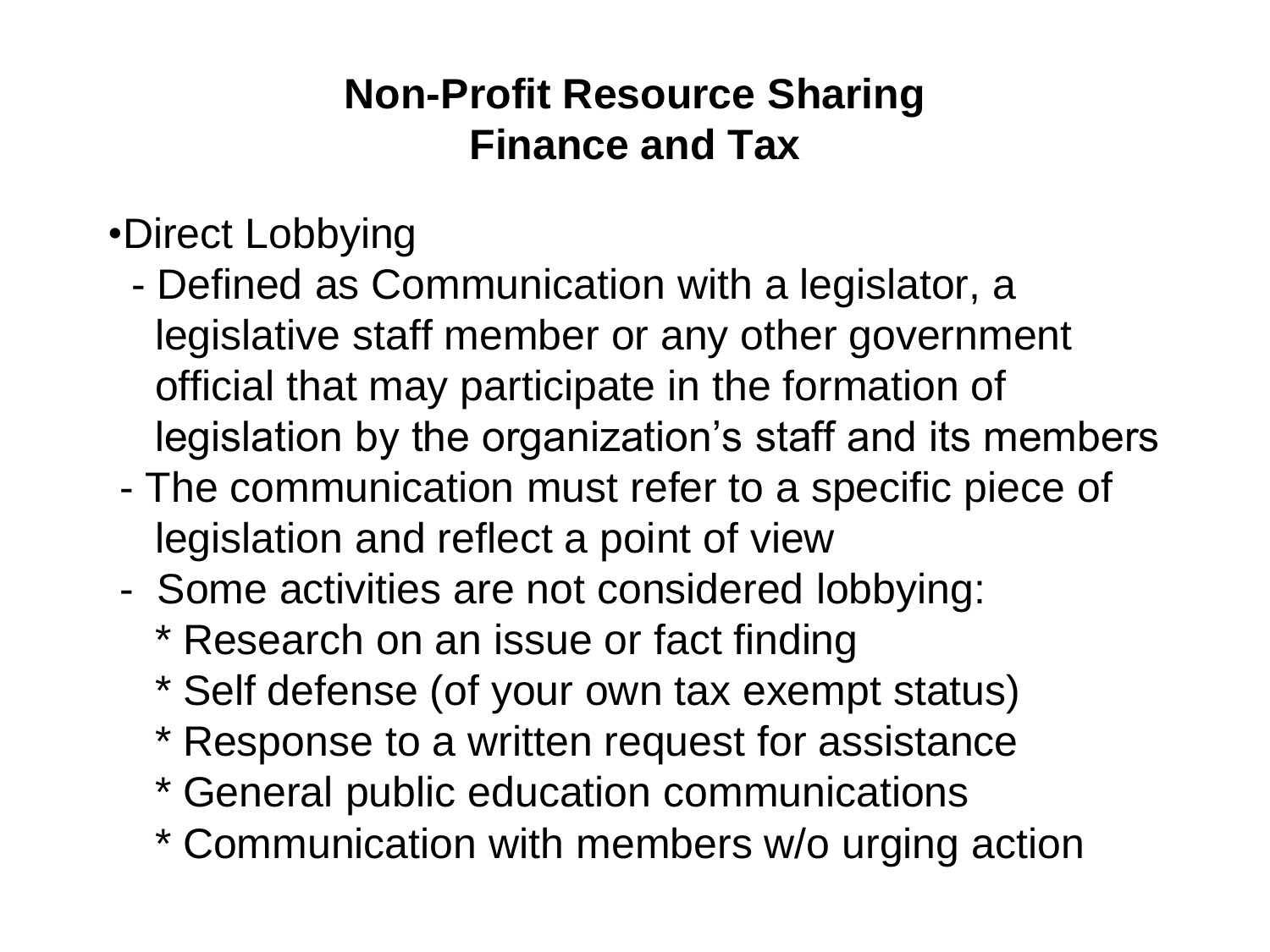# Non-Profit Resource Sharing
## Finance and Tax

- Direct Lobbying
  - Defined as Communication with a legislator, a legislative staff member or any other government official that may participate in the formation of legislation by the organization's staff and its members
  - The communication must refer to a specific piece of legislation and reflect a point of view
  - Some activities are not considered lobbying:
    - Research on an issue or fact finding
    - Self defense (of your own tax exempt status)
    - Response to a written request for assistance
    - General public education communications
    - Communication with members w/o urging action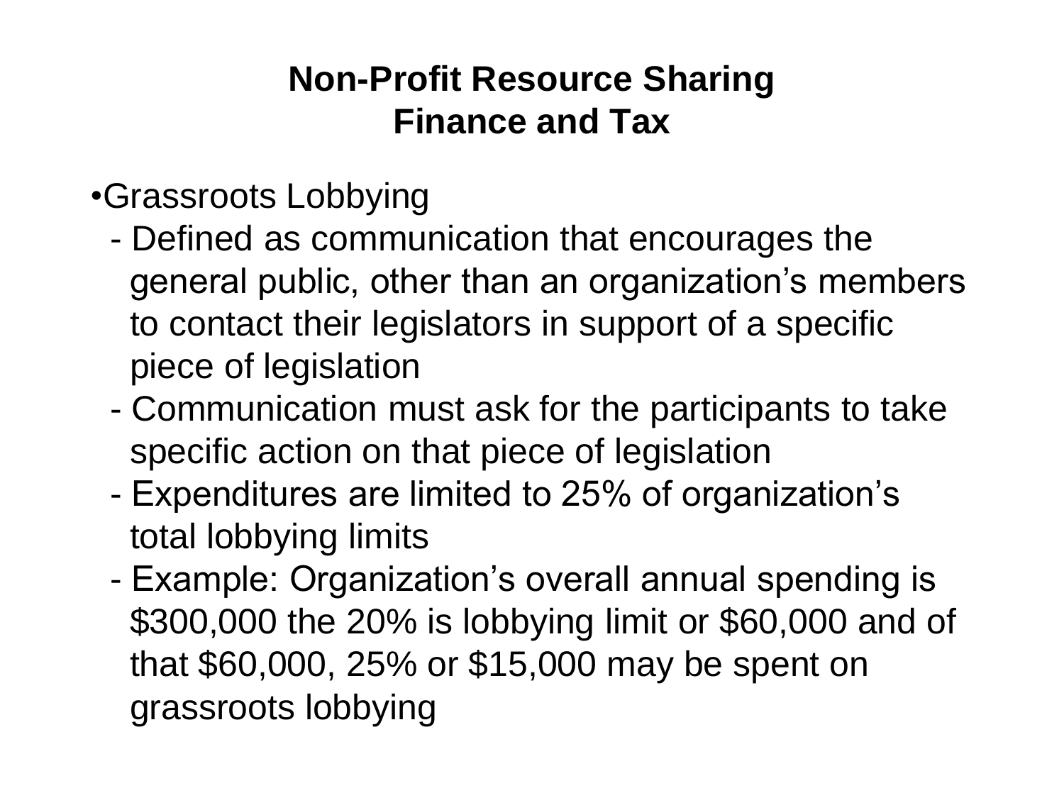# Non-Profit Resource Sharing
# Finance and Tax

- Grassroots Lobbying
  - Defined as communication that encourages the general public, other than an organization's members to contact their legislators in support of a specific piece of legislation
  - Communication must ask for the participants to take specific action on that piece of legislation
  - Expenditures are limited to 25% of organization's total lobbying limits
  - Example: Organization's overall annual spending is $300,000 the 20% is lobbying limit or $60,000 and of that $60,000, 25% or $15,000 may be spent on grassroots lobbying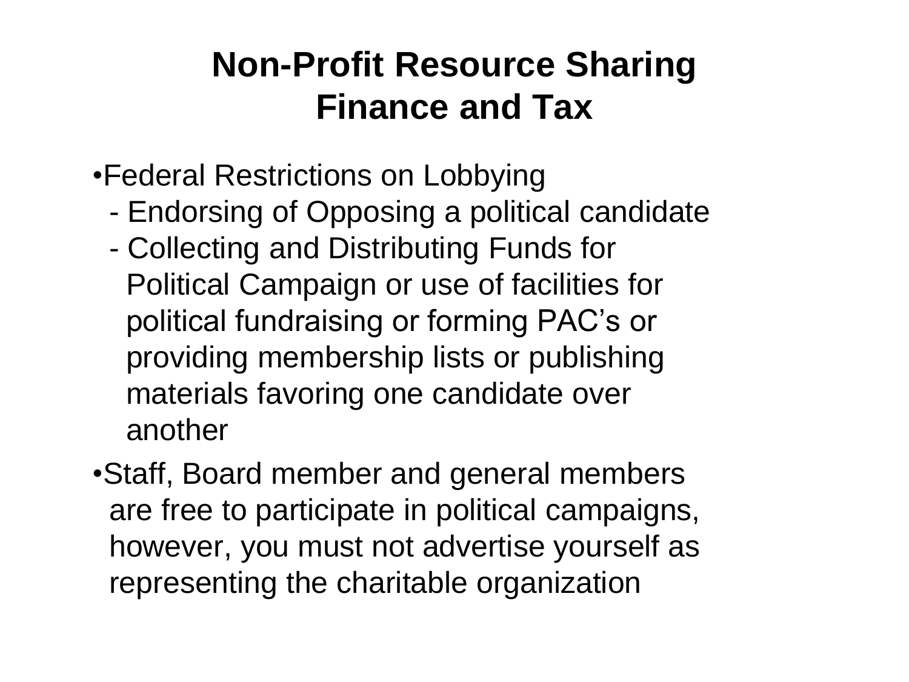# Non-Profit Resource Sharing
# Finance and Tax

- Federal Restrictions on Lobbying
  - Endorsing of Opposing a political candidate
  - Collecting and Distributing Funds for Political Campaign or use of facilities for political fundraising or forming PAC's or providing membership lists or publishing materials favoring one candidate over another
- Staff, Board member and general members are free to participate in political campaigns, however, you must not advertise yourself as representing the charitable organization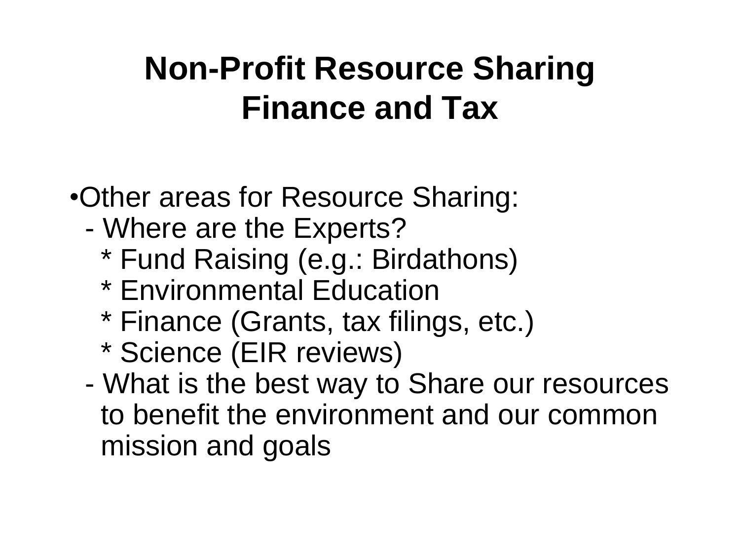# Non-Profit Resource Sharing
# Finance and Tax

- Other areas for Resource Sharing:
  - Where are the Experts?
    - Fund Raising (e.g.: Birdathons)
    - Environmental Education
    - Finance (Grants, tax filings, etc.)
    - Science (EIR reviews)
  - What is the best way to Share our resources to benefit the environment and our common mission and goals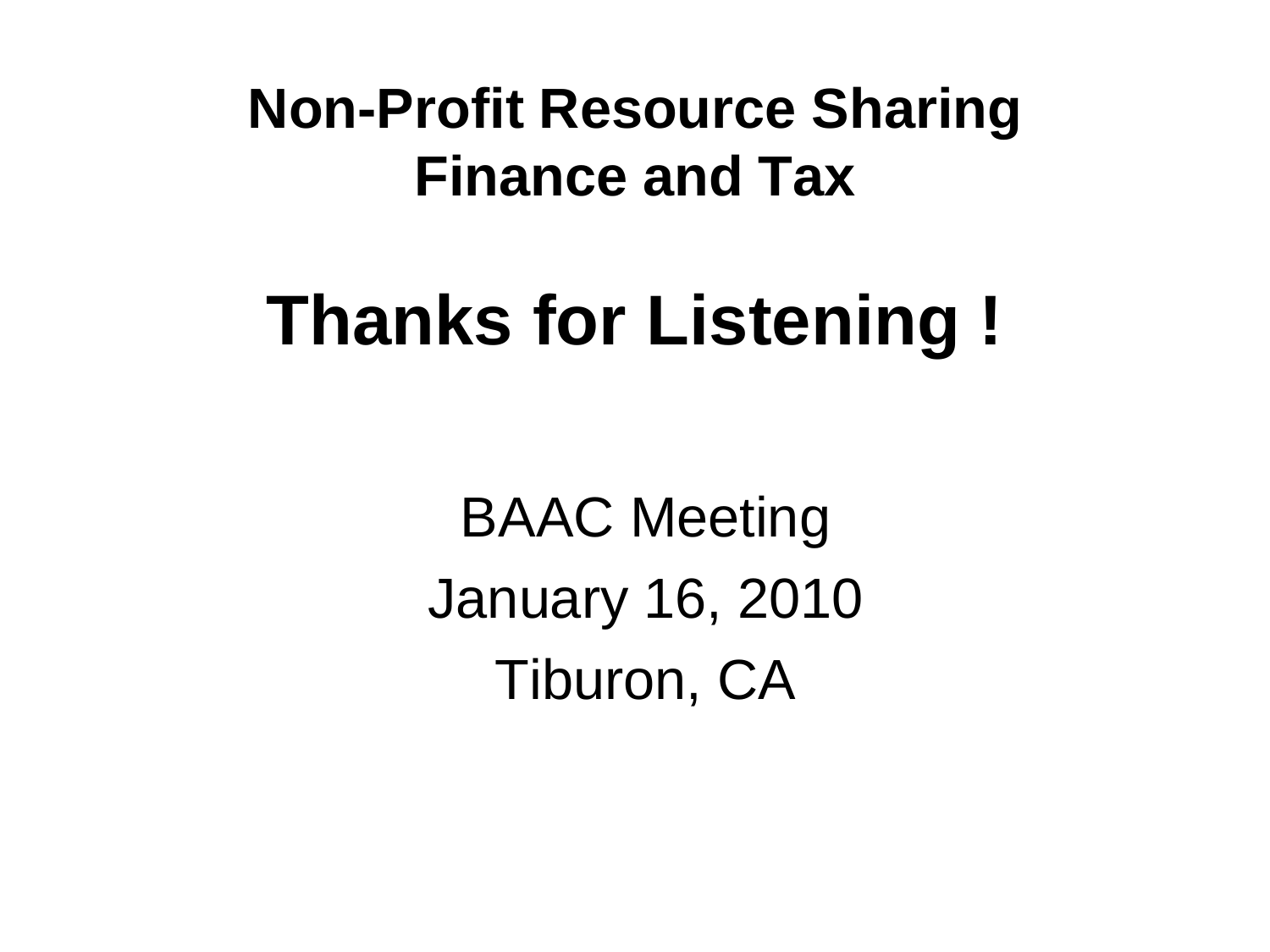## Non-Profit Resource Sharing Finance and Tax

# Thanks for Listening !

BAAC Meeting

January 16, 2010

Tiburon, CA